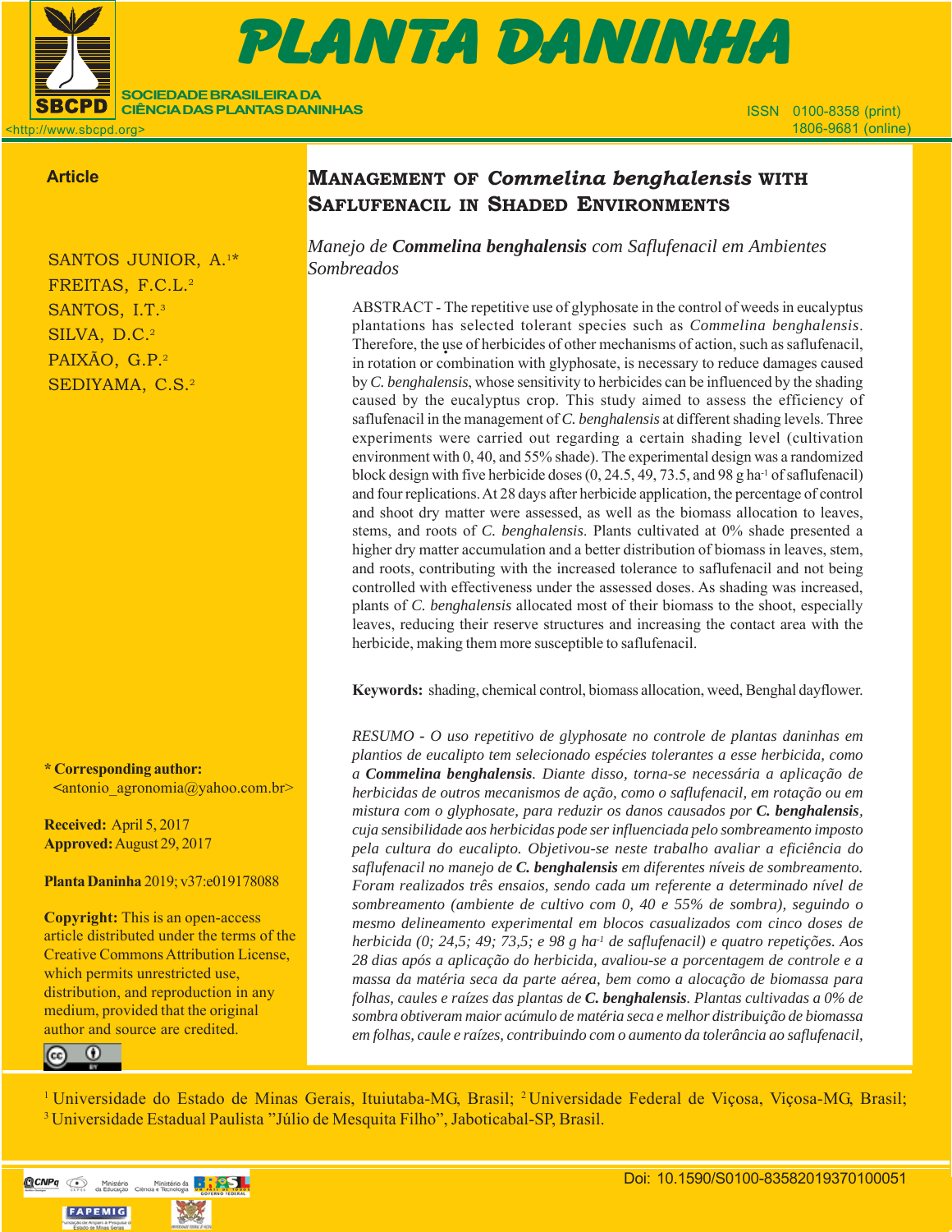Article

# Management of *Commelina benghalensis* with Saflufenacil in Shaded Environments

*Manejo de **Commelina benghalensis** com Saflufenacil em Ambientes Sombreados*

SANTOS JUNIOR, A.[1]*
FREITAS, F.C.L.[2]
SANTOS, I.T.[3]
SILVA, D.C.[2]
PAIXÃO, G.P.[2]
SEDIYAMA, C.S.[2]

ABSTRACT - The repetitive use of glyphosate in the control of weeds in eucalyptus plantations has selected tolerant species such as *Commelina benghalensis*. Therefore, the use of herbicides of other mechanisms of action, such as saflufenacil, in rotation or combination with glyphosate, is necessary to reduce damages caused by *C. benghalensis*, whose sensitivity to herbicides can be influenced by the shading caused by the eucalyptus crop. This study aimed to assess the efficiency of saflufenacil in the management of *C. benghalensis* at different shading levels. Three experiments were carried out regarding a certain shading level (cultivation environment with 0, 40, and 55% shade). The experimental design was a randomized block design with five herbicide doses (0, 24.5, 49, 73.5, and 98 g ha$^{-1}$ of saflufenacil) and four replications. At 28 days after herbicide application, the percentage of control and shoot dry matter were assessed, as well as the biomass allocation to leaves, stems, and roots of *C. benghalensis*. Plants cultivated at 0% shade presented a higher dry matter accumulation and a better distribution of biomass in leaves, stem, and roots, contributing with the increased tolerance to saflufenacil and not being controlled with effectiveness under the assessed doses. As shading was increased, plants of *C. benghalensis* allocated most of their biomass to the shoot, especially leaves, reducing their reserve structures and increasing the contact area with the herbicide, making them more susceptible to saflufenacil.

**Keywords:** shading, chemical control, biomass allocation, weed, Benghal dayflower.

*RESUMO - O uso repetitivo de glyphosate no controle de plantas daninhas em plantios de eucalipto tem selecionado espécies tolerantes a esse herbicida, como a **Commelina benghalensis**. Diante disso, torna-se necessária a aplicação de herbicidas de outros mecanismos de ação, como o saflufenacil, em rotação ou em mistura com o glyphosate, para reduzir os danos causados por **C. benghalensis**, cuja sensibilidade aos herbicidas pode ser influenciada pelo sombreamento imposto pela cultura do eucalipto. Objetivou-se neste trabalho avaliar a eficiência do saflufenacil no manejo de **C. benghalensis** em diferentes níveis de sombreamento. Foram realizados três ensaios, sendo cada um referente a determinado nível de sombreamento (ambiente de cultivo com 0, 40 e 55% de sombra), seguindo o mesmo delineamento experimental em blocos casualizados com cinco doses de herbicida (0; 24,5; 49; 73,5; e 98 g ha$^{-1}$ de saflufenacil) e quatro repetições. Aos 28 dias após a aplicação do herbicida, avaliou-se a porcentagem de controle e a massa da matéria seca da parte aérea, bem como a alocação de biomassa para folhas, caules e raízes das plantas de **C. benghalensis**. Plantas cultivadas a 0% de sombra obtiveram maior acúmulo de matéria seca e melhor distribuição de biomassa em folhas, caule e raízes, contribuindo com o aumento da tolerância ao saflufenacil,*

**\* Corresponding author:**
<antonio_agronomia@yahoo.com.br>

**Received:** April 5, 2017
**Approved:** August 29, 2017

**Planta Daninha** 2019; v37:e019178088

**Copyright:** This is an open-access article distributed under the terms of the Creative Commons Attribution License, which permits unrestricted use, distribution, and reproduction in any medium, provided that the original author and source are credited.

[1] Universidade do Estado de Minas Gerais, Ituiutaba-MG, Brasil; [2] Universidade Federal de Viçosa, Viçosa-MG, Brasil; [3] Universidade Estadual Paulista "Júlio de Mesquita Filho", Jaboticabal-SP, Brasil.

Doi: 10.1590/S0100-83582019370100051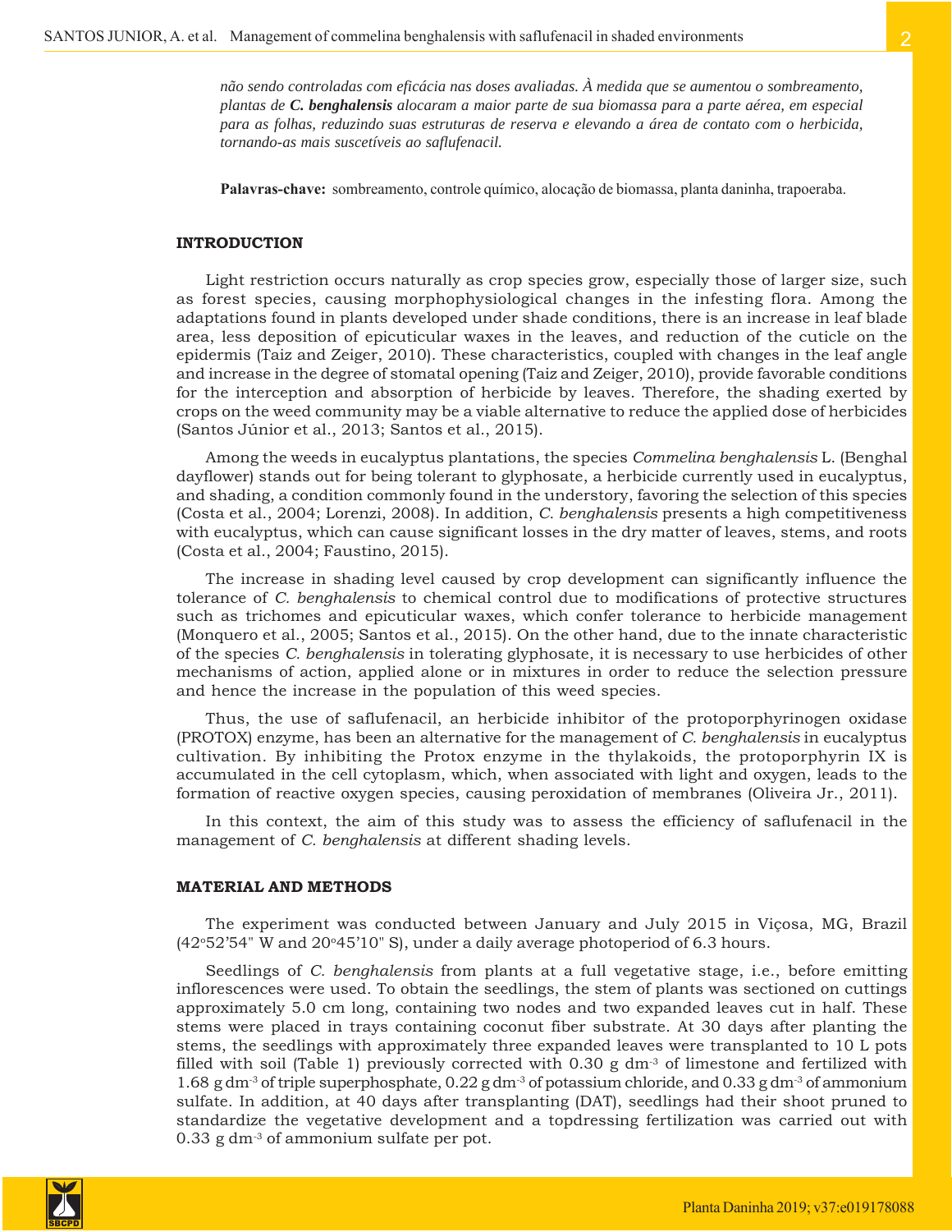*não sendo controladas com eficácia nas doses avaliadas. À medida que se aumentou o sombreamento, plantas de **C. benghalensis** alocaram a maior parte de sua biomassa para a parte aérea, em especial para as folhas, reduzindo suas estruturas de reserva e elevando a área de contato com o herbicida, tornando-as mais suscetíveis ao saflufenacil.*

**Palavras-chave:** sombreamento, controle químico, alocação de biomassa, planta daninha, trapoeraba.

## INTRODUCTION

Light restriction occurs naturally as crop species grow, especially those of larger size, such as forest species, causing morphophysiological changes in the infesting flora. Among the adaptations found in plants developed under shade conditions, there is an increase in leaf blade area, less deposition of epicuticular waxes in the leaves, and reduction of the cuticle on the epidermis (Taiz and Zeiger, 2010). These characteristics, coupled with changes in the leaf angle and increase in the degree of stomatal opening (Taiz and Zeiger, 2010), provide favorable conditions for the interception and absorption of herbicide by leaves. Therefore, the shading exerted by crops on the weed community may be a viable alternative to reduce the applied dose of herbicides (Santos Júnior et al., 2013; Santos et al., 2015).

Among the weeds in eucalyptus plantations, the species *Commelina benghalensis* L. (Benghal dayflower) stands out for being tolerant to glyphosate, a herbicide currently used in eucalyptus, and shading, a condition commonly found in the understory, favoring the selection of this species (Costa et al., 2004; Lorenzi, 2008). In addition, *C. benghalensis* presents a high competitiveness with eucalyptus, which can cause significant losses in the dry matter of leaves, stems, and roots (Costa et al., 2004; Faustino, 2015).

The increase in shading level caused by crop development can significantly influence the tolerance of *C. benghalensis* to chemical control due to modifications of protective structures such as trichomes and epicuticular waxes, which confer tolerance to herbicide management (Monquero et al., 2005; Santos et al., 2015). On the other hand, due to the innate characteristic of the species *C. benghalensis* in tolerating glyphosate, it is necessary to use herbicides of other mechanisms of action, applied alone or in mixtures in order to reduce the selection pressure and hence the increase in the population of this weed species.

Thus, the use of saflufenacil, an herbicide inhibitor of the protoporphyrinogen oxidase (PROTOX) enzyme, has been an alternative for the management of *C. benghalensis* in eucalyptus cultivation. By inhibiting the Protox enzyme in the thylakoids, the protoporphyrin IX is accumulated in the cell cytoplasm, which, when associated with light and oxygen, leads to the formation of reactive oxygen species, causing peroxidation of membranes (Oliveira Jr., 2011).

In this context, the aim of this study was to assess the efficiency of saflufenacil in the management of *C. benghalensis* at different shading levels.

## MATERIAL AND METHODS

The experiment was conducted between January and July 2015 in Viçosa, MG, Brazil (42°52'54" W and 20°45'10" S), under a daily average photoperiod of 6.3 hours.

Seedlings of *C. benghalensis* from plants at a full vegetative stage, i.e., before emitting inflorescences were used. To obtain the seedlings, the stem of plants was sectioned on cuttings approximately 5.0 cm long, containing two nodes and two expanded leaves cut in half. These stems were placed in trays containing coconut fiber substrate. At 30 days after planting the stems, the seedlings with approximately three expanded leaves were transplanted to 10 L pots filled with soil (Table 1) previously corrected with 0.30 g $dm^{-3}$ of limestone and fertilized with 1.68 g $dm^{-3}$ of triple superphosphate, 0.22 g $dm^{-3}$ of potassium chloride, and 0.33 g $dm^{-3}$ of ammonium sulfate. In addition, at 40 days after transplanting (DAT), seedlings had their shoot pruned to standardize the vegetative development and a topdressing fertilization was carried out with 0.33 g $dm^{-3}$ of ammonium sulfate per pot.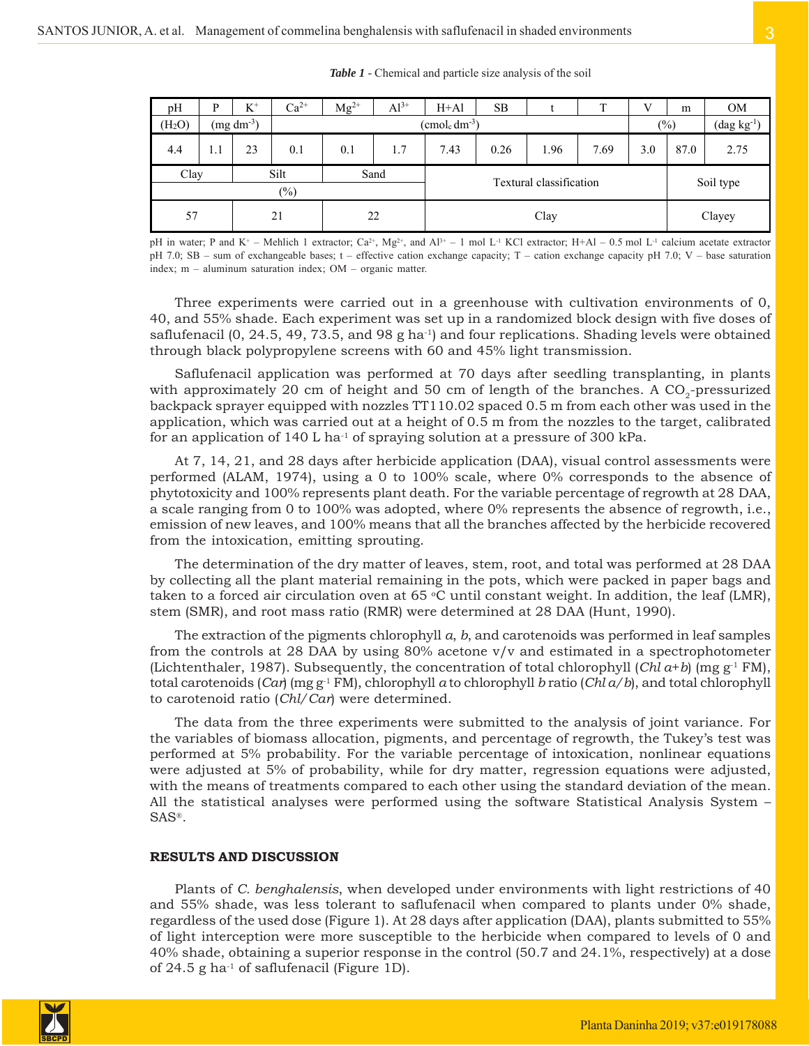*Table 1* - Chemical and particle size analysis of the soil

| pH | P | $K^+$ | $Ca^{2+}$ | $Mg^{2+}$ | $Al^{3+}$ | H+Al | SB | t | T | V | m | OM |
|---|---|---|---|---|---|---|---|---|---|---|---|---|
| ($H_2O$) | (mg $dm^{-3}$) | | ($cmol_c\ dm^{-3}$) | | | | | | | (%) | | (dag $kg^{-1}$) |
| 4.4 | 1.1 | 23 | 0.1 | 0.1 | 1.7 | 7.43 | 0.26 | 1.96 | 7.69 | 3.0 | 87.0 | 2.75 |

| Clay | Silt | Sand | Textural classification | Soil type |
|---|---|---|---|---|
| (%) | | | | |
| 57 | 21 | 22 | Clay | Clayey |

pH in water; P and $K^+$ – Mehlich 1 extractor; $Ca^{2+}$, $Mg^{2+}$, and $Al^{3+}$ – 1 mol $L^{-1}$ KCl extractor; H+Al – 0.5 mol $L^{-1}$ calcium acetate extractor pH 7.0; SB – sum of exchangeable bases; t – effective cation exchange capacity; T – cation exchange capacity pH 7.0; V – base saturation index; m – aluminum saturation index; OM – organic matter.

Three experiments were carried out in a greenhouse with cultivation environments of 0, 40, and 55% shade. Each experiment was set up in a randomized block design with five doses of saflufenacil (0, 24.5, 49, 73.5, and 98 g $ha^{-1}$) and four replications. Shading levels were obtained through black polypropylene screens with 60 and 45% light transmission.

Saflufenacil application was performed at 70 days after seedling transplanting, in plants with approximately 20 cm of height and 50 cm of length of the branches. A $CO_2$-pressurized backpack sprayer equipped with nozzles TT110.02 spaced 0.5 m from each other was used in the application, which was carried out at a height of 0.5 m from the nozzles to the target, calibrated for an application of 140 L $ha^{-1}$ of spraying solution at a pressure of 300 kPa.

At 7, 14, 21, and 28 days after herbicide application (DAA), visual control assessments were performed (ALAM, 1974), using a 0 to 100% scale, where 0% corresponds to the absence of phytotoxicity and 100% represents plant death. For the variable percentage of regrowth at 28 DAA, a scale ranging from 0 to 100% was adopted, where 0% represents the absence of regrowth, i.e., emission of new leaves, and 100% means that all the branches affected by the herbicide recovered from the intoxication, emitting sprouting.

The determination of the dry matter of leaves, stem, root, and total was performed at 28 DAA by collecting all the plant material remaining in the pots, which were packed in paper bags and taken to a forced air circulation oven at 65 °C until constant weight. In addition, the leaf (LMR), stem (SMR), and root mass ratio (RMR) were determined at 28 DAA (Hunt, 1990).

The extraction of the pigments chlorophyll *a*, *b*, and carotenoids was performed in leaf samples from the controls at 28 DAA by using 80% acetone v/v and estimated in a spectrophotometer (Lichtenthaler, 1987). Subsequently, the concentration of total chlorophyll (*Chl a+b*) (mg $g^{-1}$ FM), total carotenoids (*Car*) (mg $g^{-1}$ FM), chlorophyll *a* to chlorophyll *b* ratio (*Chl a/b*), and total chlorophyll to carotenoid ratio (*Chl/Car*) were determined.

The data from the three experiments were submitted to the analysis of joint variance. For the variables of biomass allocation, pigments, and percentage of regrowth, the Tukey's test was performed at 5% probability. For the variable percentage of intoxication, nonlinear equations were adjusted at 5% of probability, while for dry matter, regression equations were adjusted, with the means of treatments compared to each other using the standard deviation of the mean. All the statistical analyses were performed using the software Statistical Analysis System – SAS®.

## RESULTS AND DISCUSSION

Plants of *C. benghalensis*, when developed under environments with light restrictions of 40 and 55% shade, was less tolerant to saflufenacil when compared to plants under 0% shade, regardless of the used dose (Figure 1). At 28 days after application (DAA), plants submitted to 55% of light interception were more susceptible to the herbicide when compared to levels of 0 and 40% shade, obtaining a superior response in the control (50.7 and 24.1%, respectively) at a dose of 24.5 g $ha^{-1}$ of saflufenacil (Figure 1D).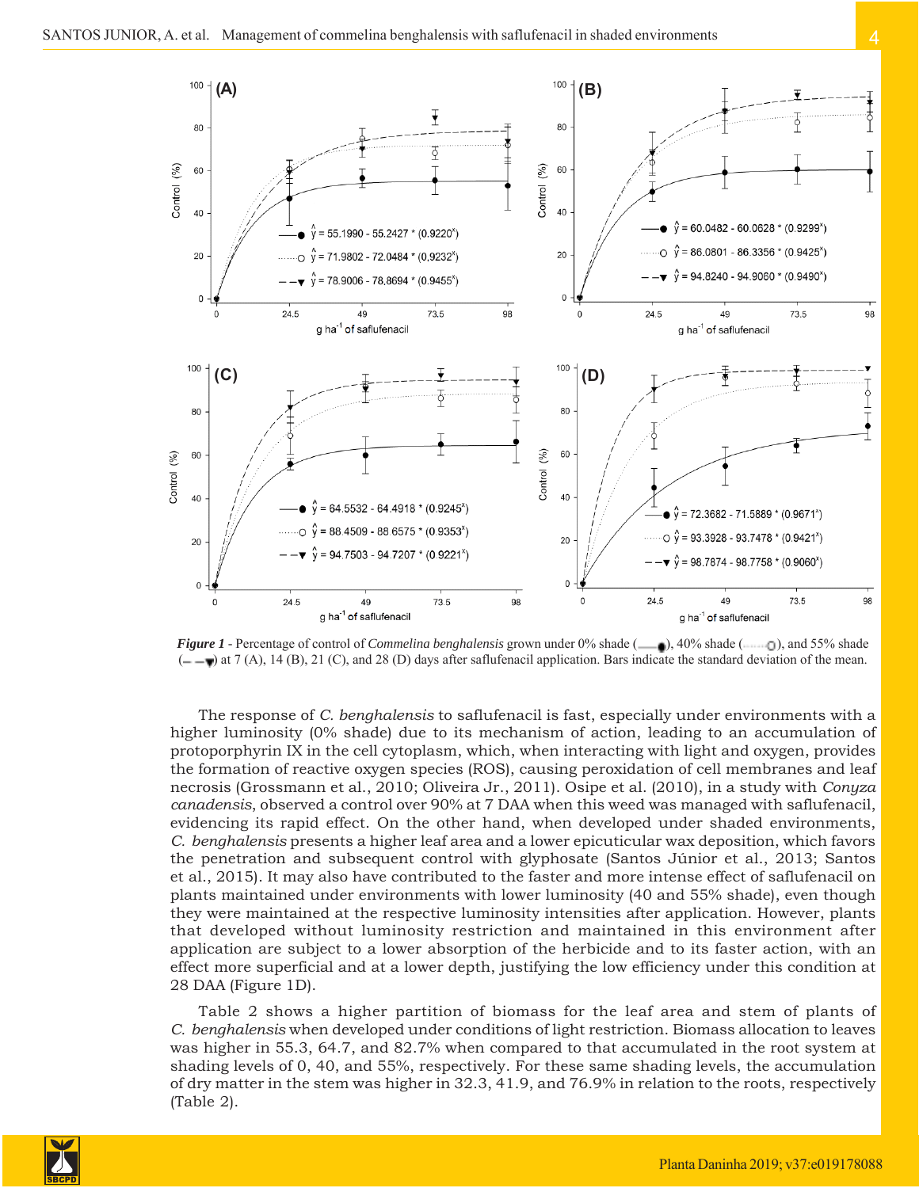*Figure 1* - Percentage of control of *Commelina benghalensis* grown under 0% shade (—●), 40% shade (⋯○), and 55% shade (– –▼) at 7 (A), 14 (B), 21 (C), and 28 (D) days after saflufenacil application. Bars indicate the standard deviation of the mean.

The response of *C. benghalensis* to saflufenacil is fast, especially under environments with a higher luminosity (0% shade) due to its mechanism of action, leading to an accumulation of protoporphyrin IX in the cell cytoplasm, which, when interacting with light and oxygen, provides the formation of reactive oxygen species (ROS), causing peroxidation of cell membranes and leaf necrosis (Grossmann et al., 2010; Oliveira Jr., 2011). Osipe et al. (2010), in a study with *Conyza canadensis*, observed a control over 90% at 7 DAA when this weed was managed with saflufenacil, evidencing its rapid effect. On the other hand, when developed under shaded environments, *C. benghalensis* presents a higher leaf area and a lower epicuticular wax deposition, which favors the penetration and subsequent control with glyphosate (Santos Júnior et al., 2013; Santos et al., 2015). It may also have contributed to the faster and more intense effect of saflufenacil on plants maintained under environments with lower luminosity (40 and 55% shade), even though they were maintained at the respective luminosity intensities after application. However, plants that developed without luminosity restriction and maintained in this environment after application are subject to a lower absorption of the herbicide and to its faster action, with an effect more superficial and at a lower depth, justifying the low efficiency under this condition at 28 DAA (Figure 1D).

Table 2 shows a higher partition of biomass for the leaf area and stem of plants of *C. benghalensis* when developed under conditions of light restriction. Biomass allocation to leaves was higher in 55.3, 64.7, and 82.7% when compared to that accumulated in the root system at shading levels of 0, 40, and 55%, respectively. For these same shading levels, the accumulation of dry matter in the stem was higher in 32.3, 41.9, and 76.9% in relation to the roots, respectively (Table 2).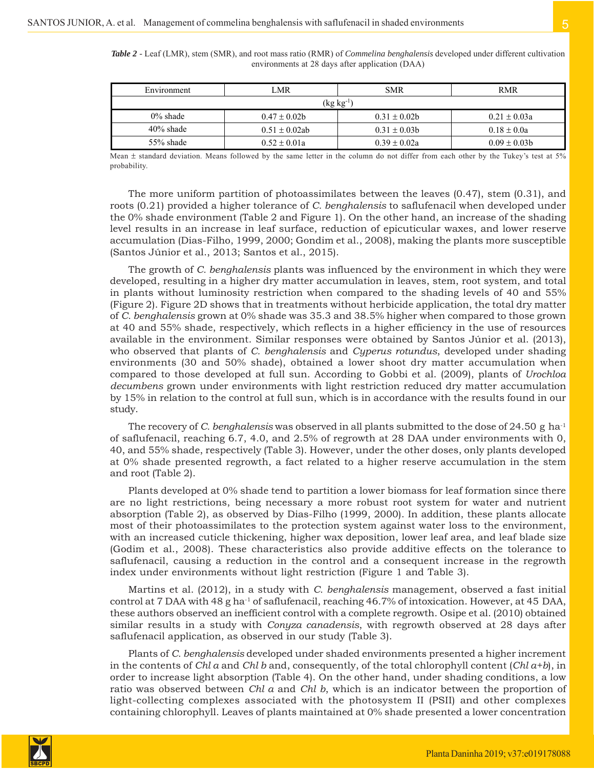***Table 2*** - Leaf (LMR), stem (SMR), and root mass ratio (RMR) of *Commelina benghalensis* developed under different cultivation environments at 28 days after application (DAA)

| Environment | LMR | SMR | RMR |
|---|---|---|---|
| | (kg kg$^{-1}$) | | |
| 0% shade | 0.47 ± 0.02b | 0.31 ± 0.02b | 0.21 ± 0.03a |
| 40% shade | 0.51 ± 0.02ab | 0.31 ± 0.03b | 0.18 ± 0.0a |
| 55% shade | 0.52 ± 0.01a | 0.39 ± 0.02a | 0.09 ± 0.03b |

Mean ± standard deviation. Means followed by the same letter in the column do not differ from each other by the Tukey's test at 5% probability.

The more uniform partition of photoassimilates between the leaves (0.47), stem (0.31), and roots (0.21) provided a higher tolerance of *C. benghalensis* to saflufenacil when developed under the 0% shade environment (Table 2 and Figure 1). On the other hand, an increase of the shading level results in an increase in leaf surface, reduction of epicuticular waxes, and lower reserve accumulation (Dias-Filho, 1999, 2000; Gondim et al., 2008), making the plants more susceptible (Santos Júnior et al., 2013; Santos et al., 2015).

The growth of *C. benghalensis* plants was influenced by the environment in which they were developed, resulting in a higher dry matter accumulation in leaves, stem, root system, and total in plants without luminosity restriction when compared to the shading levels of 40 and 55% (Figure 2). Figure 2D shows that in treatments without herbicide application, the total dry matter of *C. benghalensis* grown at 0% shade was 35.3 and 38.5% higher when compared to those grown at 40 and 55% shade, respectively, which reflects in a higher efficiency in the use of resources available in the environment. Similar responses were obtained by Santos Júnior et al. (2013), who observed that plants of *C. benghalensis* and *Cyperus rotundus*, developed under shading environments (30 and 50% shade), obtained a lower shoot dry matter accumulation when compared to those developed at full sun. According to Gobbi et al. (2009), plants of *Urochloa decumbens* grown under environments with light restriction reduced dry matter accumulation by 15% in relation to the control at full sun, which is in accordance with the results found in our study.

The recovery of *C. benghalensis* was observed in all plants submitted to the dose of 24.50 g ha$^{-1}$ of saflufenacil, reaching 6.7, 4.0, and 2.5% of regrowth at 28 DAA under environments with 0, 40, and 55% shade, respectively (Table 3). However, under the other doses, only plants developed at 0% shade presented regrowth, a fact related to a higher reserve accumulation in the stem and root (Table 2).

Plants developed at 0% shade tend to partition a lower biomass for leaf formation since there are no light restrictions, being necessary a more robust root system for water and nutrient absorption (Table 2), as observed by Dias-Filho (1999, 2000). In addition, these plants allocate most of their photoassimilates to the protection system against water loss to the environment, with an increased cuticle thickening, higher wax deposition, lower leaf area, and leaf blade size (Godim et al., 2008). These characteristics also provide additive effects on the tolerance to saflufenacil, causing a reduction in the control and a consequent increase in the regrowth index under environments without light restriction (Figure 1 and Table 3).

Martins et al. (2012), in a study with *C. benghalensis* management, observed a fast initial control at 7 DAA with 48 g ha$^{-1}$ of saflufenacil, reaching 46.7% of intoxication. However, at 45 DAA, these authors observed an inefficient control with a complete regrowth. Osipe et al. (2010) obtained similar results in a study with *Conyza canadensis*, with regrowth observed at 28 days after saflufenacil application, as observed in our study (Table 3).

Plants of *C. benghalensis* developed under shaded environments presented a higher increment in the contents of *Chl a* and *Chl b* and, consequently, of the total chlorophyll content (*Chl a+b*), in order to increase light absorption (Table 4). On the other hand, under shading conditions, a low ratio was observed between *Chl a* and *Chl b*, which is an indicator between the proportion of light-collecting complexes associated with the photosystem II (PSII) and other complexes containing chlorophyll. Leaves of plants maintained at 0% shade presented a lower concentration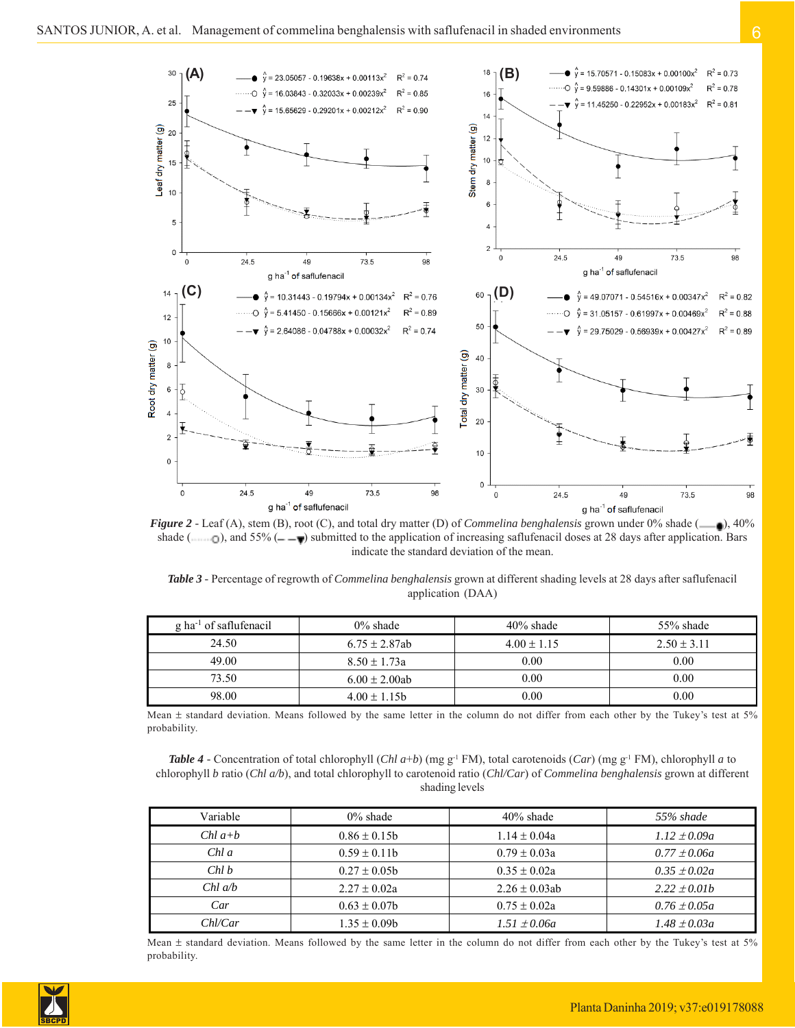*Figure 2* - Leaf (A), stem (B), root (C), and total dry matter (D) of *Commelina benghalensis* grown under 0% shade (—●), 40% shade (·····○), and 55% (– –▼) submitted to the application of increasing saflufenacil doses at 28 days after application. Bars indicate the standard deviation of the mean.

*Table 3* - Percentage of regrowth of *Commelina benghalensis* grown at different shading levels at 28 days after saflufenacil application (DAA)

| g ha$^{-1}$ of saflufenacil | 0% shade | 40% shade | 55% shade |
|---|---|---|---|
| 24.50 | 6.75 ± 2.87ab | 4.00 ± 1.15 | 2.50 ± 3.11 |
| 49.00 | 8.50 ± 1.73a | 0.00 | 0.00 |
| 73.50 | 6.00 ± 2.00ab | 0.00 | 0.00 |
| 98.00 | 4.00 ± 1.15b | 0.00 | 0.00 |

Mean ± standard deviation. Means followed by the same letter in the column do not differ from each other by the Tukey's test at 5% probability.

*Table 4* - Concentration of total chlorophyll (*Chl a+b*) (mg g$^{-1}$ FM), total carotenoids (*Car*) (mg g$^{-1}$ FM), chlorophyll *a* to chlorophyll *b* ratio (*Chl a/b*), and total chlorophyll to carotenoid ratio (*Chl/Car*) of *Commelina benghalensis* grown at different shading levels

| Variable | 0% shade | 40% shade | *55% shade* |
|---|---|---|---|
| *Chl a+b* | 0.86 ± 0.15b | 1.14 ± 0.04a | *1.12 ± 0.09a* |
| *Chl a* | 0.59 ± 0.11b | 0.79 ± 0.03a | *0.77 ± 0.06a* |
| *Chl b* | 0.27 ± 0.05b | 0.35 ± 0.02a | *0.35 ± 0.02a* |
| *Chl a/b* | 2.27 ± 0.02a | 2.26 ± 0.03ab | *2.22 ± 0.01b* |
| *Car* | 0.63 ± 0.07b | 0.75 ± 0.02a | *0.76 ± 0.05a* |
| *Chl/Car* | 1.35 ± 0.09b | *1.51 ± 0.06a* | *1.48 ± 0.03a* |

Mean ± standard deviation. Means followed by the same letter in the column do not differ from each other by the Tukey's test at 5% probability.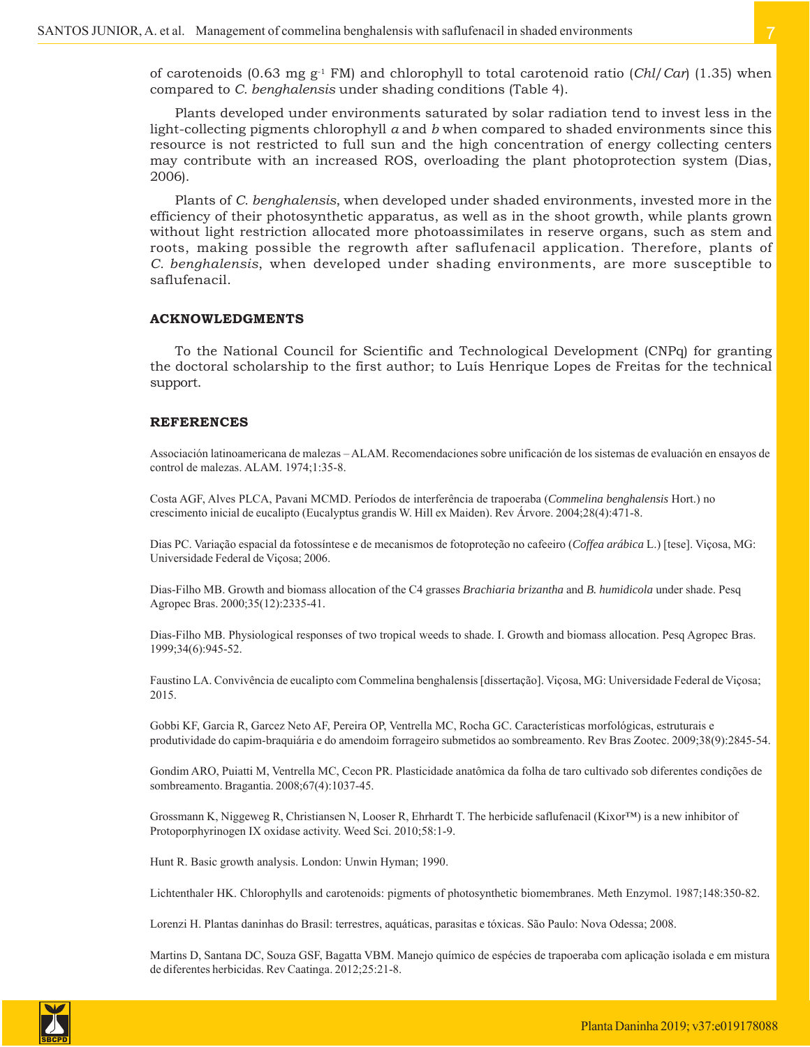of carotenoids (0.63 mg g$^{-1}$ FM) and chlorophyll to total carotenoid ratio (*Chl/Car*) (1.35) when compared to *C. benghalensis* under shading conditions (Table 4).

Plants developed under environments saturated by solar radiation tend to invest less in the light-collecting pigments chlorophyll *a* and *b* when compared to shaded environments since this resource is not restricted to full sun and the high concentration of energy collecting centers may contribute with an increased ROS, overloading the plant photoprotection system (Dias, 2006).

Plants of *C. benghalensis*, when developed under shaded environments, invested more in the efficiency of their photosynthetic apparatus, as well as in the shoot growth, while plants grown without light restriction allocated more photoassimilates in reserve organs, such as stem and roots, making possible the regrowth after saflufenacil application. Therefore, plants of *C. benghalensis*, when developed under shading environments, are more susceptible to saflufenacil.

## ACKNOWLEDGMENTS

To the National Council for Scientific and Technological Development (CNPq) for granting the doctoral scholarship to the first author; to Luís Henrique Lopes de Freitas for the technical support.

## REFERENCES

Associación latinoamericana de malezas – ALAM. Recomendaciones sobre unificación de los sistemas de evaluación en ensayos de control de malezas. ALAM. 1974;1:35-8.

Costa AGF, Alves PLCA, Pavani MCMD. Períodos de interferência de trapoeraba (*Commelina benghalensis* Hort.) no crescimento inicial de eucalipto (Eucalyptus grandis W. Hill ex Maiden). Rev Árvore. 2004;28(4):471-8.

Dias PC. Variação espacial da fotossíntese e de mecanismos de fotoproteção no cafeeiro (*Coffea arábica* L.) [tese]. Viçosa, MG: Universidade Federal de Viçosa; 2006.

Dias-Filho MB. Growth and biomass allocation of the C4 grasses *Brachiaria brizantha* and *B. humidicola* under shade. Pesq Agropec Bras. 2000;35(12):2335-41.

Dias-Filho MB. Physiological responses of two tropical weeds to shade. I. Growth and biomass allocation. Pesq Agropec Bras. 1999;34(6):945-52.

Faustino LA. Convivência de eucalipto com Commelina benghalensis [dissertação]. Viçosa, MG: Universidade Federal de Viçosa; 2015.

Gobbi KF, Garcia R, Garcez Neto AF, Pereira OP, Ventrella MC, Rocha GC. Características morfológicas, estruturais e produtividade do capim-braquiária e do amendoim forrageiro submetidos ao sombreamento. Rev Bras Zootec. 2009;38(9):2845-54.

Gondim ARO, Puiatti M, Ventrella MC, Cecon PR. Plasticidade anatômica da folha de taro cultivado sob diferentes condições de sombreamento. Bragantia. 2008;67(4):1037-45.

Grossmann K, Niggeweg R, Christiansen N, Looser R, Ehrhardt T. The herbicide saflufenacil (Kixor™) is a new inhibitor of Protoporphyrinogen IX oxidase activity. Weed Sci. 2010;58:1-9.

Hunt R. Basic growth analysis. London: Unwin Hyman; 1990.

Lichtenthaler HK. Chlorophylls and carotenoids: pigments of photosynthetic biomembranes. Meth Enzymol. 1987;148:350-82.

Lorenzi H. Plantas daninhas do Brasil: terrestres, aquáticas, parasitas e tóxicas. São Paulo: Nova Odessa; 2008.

Martins D, Santana DC, Souza GSF, Bagatta VBM. Manejo químico de espécies de trapoeraba com aplicação isolada e em mistura de diferentes herbicidas. Rev Caatinga. 2012;25:21-8.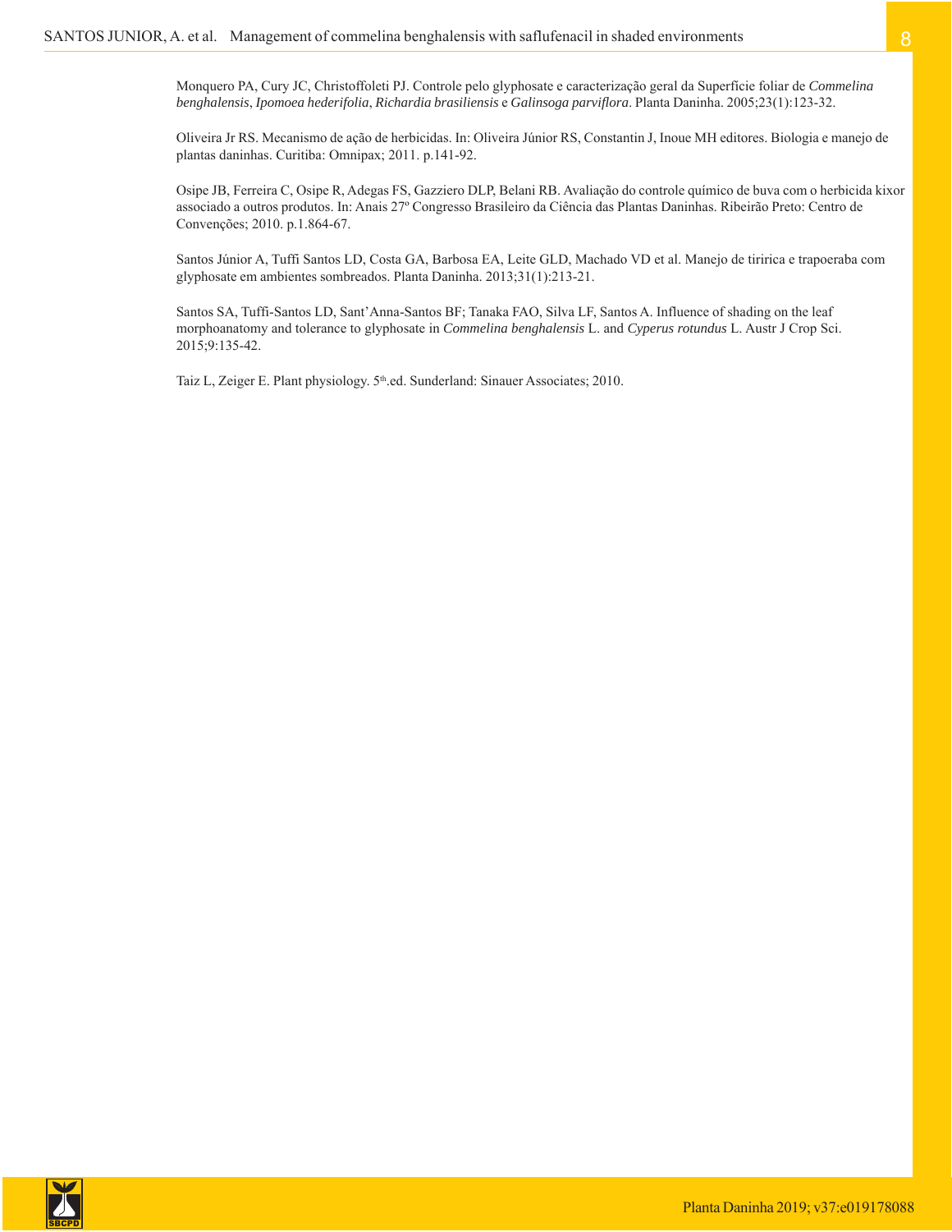Monquero PA, Cury JC, Christoffoleti PJ. Controle pelo glyphosate e caracterização geral da Superfície foliar de *Commelina benghalensis*, *Ipomoea hederifolia*, *Richardia brasiliensis* e *Galinsoga parviflora*. Planta Daninha. 2005;23(1):123-32.

Oliveira Jr RS. Mecanismo de ação de herbicidas. In: Oliveira Júnior RS, Constantin J, Inoue MH editores. Biologia e manejo de plantas daninhas. Curitiba: Omnipax; 2011. p.141-92.

Osipe JB, Ferreira C, Osipe R, Adegas FS, Gazziero DLP, Belani RB. Avaliação do controle químico de buva com o herbicida kixor associado a outros produtos. In: Anais 27º Congresso Brasileiro da Ciência das Plantas Daninhas. Ribeirão Preto: Centro de Convenções; 2010. p.1.864-67.

Santos Júnior A, Tuffi Santos LD, Costa GA, Barbosa EA, Leite GLD, Machado VD et al. Manejo de tiririca e trapoeraba com glyphosate em ambientes sombreados. Planta Daninha. 2013;31(1):213-21.

Santos SA, Tuffi-Santos LD, Sant'Anna-Santos BF; Tanaka FAO, Silva LF, Santos A. Influence of shading on the leaf morphoanatomy and tolerance to glyphosate in *Commelina benghalensis* L. and *Cyperus rotundus* L. Austr J Crop Sci. 2015;9:135-42.

Taiz L, Zeiger E. Plant physiology. 5th.ed. Sunderland: Sinauer Associates; 2010.